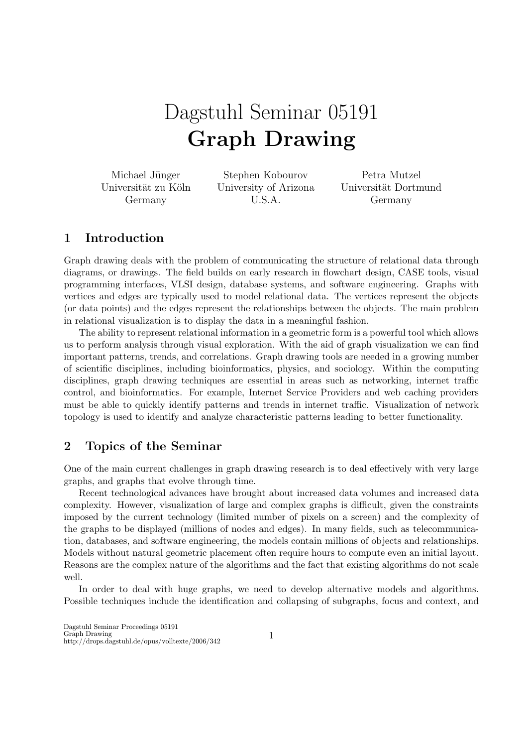# Dagstuhl Seminar 05191
# **Graph Drawing**

Michael Jünger
Universität zu Köln
Germany

Stephen Kobourov
University of Arizona
U.S.A.

Petra Mutzel
Universität Dortmund
Germany

## 1 Introduction

Graph drawing deals with the problem of communicating the structure of relational data through diagrams, or drawings. The field builds on early research in flowchart design, CASE tools, visual programming interfaces, VLSI design, database systems, and software engineering. Graphs with vertices and edges are typically used to model relational data. The vertices represent the objects (or data points) and the edges represent the relationships between the objects. The main problem in relational visualization is to display the data in a meaningful fashion.

The ability to represent relational information in a geometric form is a powerful tool which allows us to perform analysis through visual exploration. With the aid of graph visualization we can find important patterns, trends, and correlations. Graph drawing tools are needed in a growing number of scientific disciplines, including bioinformatics, physics, and sociology. Within the computing disciplines, graph drawing techniques are essential in areas such as networking, internet traffic control, and bioinformatics. For example, Internet Service Providers and web caching providers must be able to quickly identify patterns and trends in internet traffic. Visualization of network topology is used to identify and analyze characteristic patterns leading to better functionality.

## 2 Topics of the Seminar

One of the main current challenges in graph drawing research is to deal effectively with very large graphs, and graphs that evolve through time.

Recent technological advances have brought about increased data volumes and increased data complexity. However, visualization of large and complex graphs is difficult, given the constraints imposed by the current technology (limited number of pixels on a screen) and the complexity of the graphs to be displayed (millions of nodes and edges). In many fields, such as telecommunication, databases, and software engineering, the models contain millions of objects and relationships. Models without natural geometric placement often require hours to compute even an initial layout. Reasons are the complex nature of the algorithms and the fact that existing algorithms do not scale well.

In order to deal with huge graphs, we need to develop alternative models and algorithms. Possible techniques include the identification and collapsing of subgraphs, focus and context, and

Dagstuhl Seminar Proceedings 05191
Graph Drawing
http://drops.dagstuhl.de/opus/volltexte/2006/342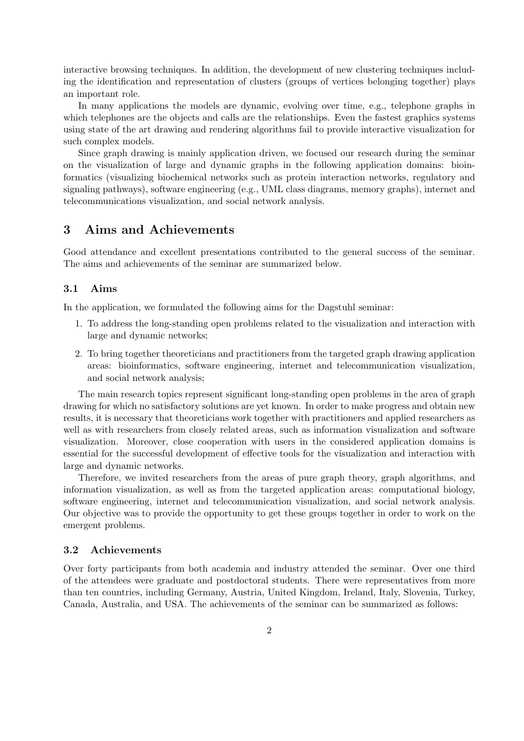interactive browsing techniques. In addition, the development of new clustering techniques including the identification and representation of clusters (groups of vertices belonging together) plays an important role.

In many applications the models are dynamic, evolving over time, e.g., telephone graphs in which telephones are the objects and calls are the relationships. Even the fastest graphics systems using state of the art drawing and rendering algorithms fail to provide interactive visualization for such complex models.

Since graph drawing is mainly application driven, we focused our research during the seminar on the visualization of large and dynamic graphs in the following application domains: bioinformatics (visualizing biochemical networks such as protein interaction networks, regulatory and signaling pathways), software engineering (e.g., UML class diagrams, memory graphs), internet and telecommunications visualization, and social network analysis.

## 3 Aims and Achievements

Good attendance and excellent presentations contributed to the general success of the seminar. The aims and achievements of the seminar are summarized below.

### 3.1 Aims

In the application, we formulated the following aims for the Dagstuhl seminar:

1. To address the long-standing open problems related to the visualization and interaction with large and dynamic networks;
2. To bring together theoreticians and practitioners from the targeted graph drawing application areas: bioinformatics, software engineering, internet and telecommunication visualization, and social network analysis;

The main research topics represent significant long-standing open problems in the area of graph drawing for which no satisfactory solutions are yet known. In order to make progress and obtain new results, it is necessary that theoreticians work together with practitioners and applied researchers as well as with researchers from closely related areas, such as information visualization and software visualization. Moreover, close cooperation with users in the considered application domains is essential for the successful development of effective tools for the visualization and interaction with large and dynamic networks.

Therefore, we invited researchers from the areas of pure graph theory, graph algorithms, and information visualization, as well as from the targeted application areas: computational biology, software engineering, internet and telecommunication visualization, and social network analysis. Our objective was to provide the opportunity to get these groups together in order to work on the emergent problems.

### 3.2 Achievements

Over forty participants from both academia and industry attended the seminar. Over one third of the attendees were graduate and postdoctoral students. There were representatives from more than ten countries, including Germany, Austria, United Kingdom, Ireland, Italy, Slovenia, Turkey, Canada, Australia, and USA. The achievements of the seminar can be summarized as follows: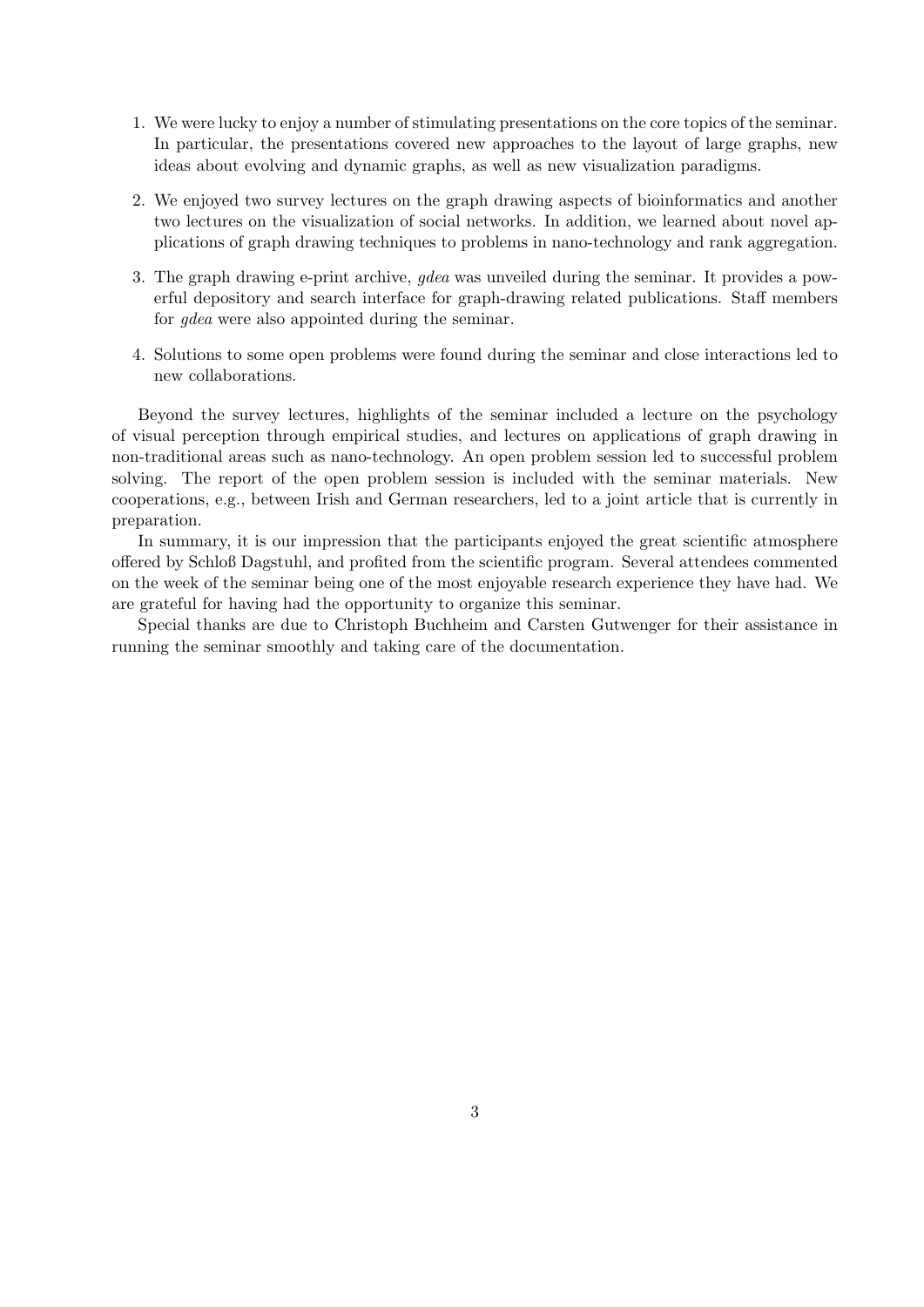1. We were lucky to enjoy a number of stimulating presentations on the core topics of the seminar. In particular, the presentations covered new approaches to the layout of large graphs, new ideas about evolving and dynamic graphs, as well as new visualization paradigms.

2. We enjoyed two survey lectures on the graph drawing aspects of bioinformatics and another two lectures on the visualization of social networks. In addition, we learned about novel applications of graph drawing techniques to problems in nano-technology and rank aggregation.

3. The graph drawing e-print archive, *gdea* was unveiled during the seminar. It provides a powerful depository and search interface for graph-drawing related publications. Staff members for *gdea* were also appointed during the seminar.

4. Solutions to some open problems were found during the seminar and close interactions led to new collaborations.

Beyond the survey lectures, highlights of the seminar included a lecture on the psychology of visual perception through empirical studies, and lectures on applications of graph drawing in non-traditional areas such as nano-technology. An open problem session led to successful problem solving. The report of the open problem session is included with the seminar materials. New cooperations, e.g., between Irish and German researchers, led to a joint article that is currently in preparation.

In summary, it is our impression that the participants enjoyed the great scientific atmosphere offered by Schloß Dagstuhl, and profited from the scientific program. Several attendees commented on the week of the seminar being one of the most enjoyable research experience they have had. We are grateful for having had the opportunity to organize this seminar.

Special thanks are due to Christoph Buchheim and Carsten Gutwenger for their assistance in running the seminar smoothly and taking care of the documentation.